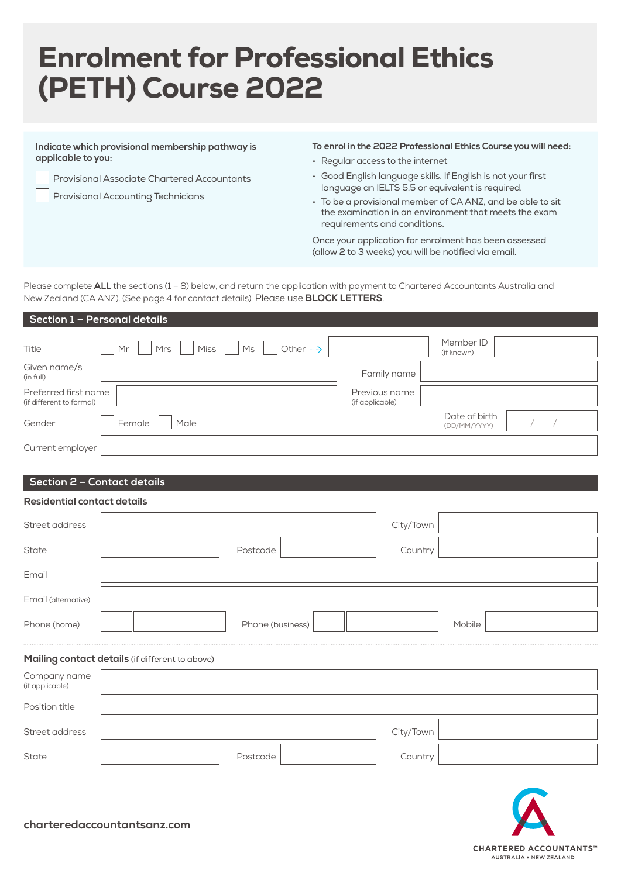# Enrolment for Professional Ethics (PETH) Course 2022

**Indicate which provisional membership pathway is applicable to you:**

- [ ] Provisional Associate Chartered Accountants
- [ ] Provisional Accounting Technicians

**To enrol in the 2022 Professional Ethics Course you will need:**

- Regular access to the internet
- Good English language skills. If English is not your first language an IELTS 5.5 or equivalent is required.
- To be a provisional member of CA ANZ, and be able to sit the examination in an environment that meets the exam requirements and conditions.

Once your application for enrolment has been assessed (allow 2 to 3 weeks) you will be notified via email.

Please complete **ALL** the sections (1 – 8) below, and return the application with payment to Chartered Accountants Australia and New Zealand (CA ANZ). (See page 4 for contact details). Please use **BLOCK LETTERS**.

## Section 1 – Personal details

| | | | |
|---|---|---|---|
| Title | ☐ Mr ☐ Mrs ☐ Miss ☐ Ms ☐ Other → | Member ID (if known) | |
| Given name/s (in full) | | Family name | |
| Preferred first name (if different to formal) | | Previous name (if applicable) | |
| Gender | ☐ Female ☐ Male | Date of birth (DD/MM/YYYY) | / / |
| Current employer | | | |

## Section 2 – Contact details

### Residential contact details

| | | | | | |
|---|---|---|---|---|---|
| Street address | | | | City/Town | |
| State | | Postcode | | Country | |
| Email | | | | | |
| Email (alternative) | | | | | |
| Phone (home) | | Phone (business) | | Mobile | |

### Mailing contact details (if different to above)

| | | | | | |
|---|---|---|---|---|---|
| Company name (if applicable) | | | | | |
| Position title | | | | | |
| Street address | | | | City/Town | |
| State | | Postcode | | Country | |

charteredaccountantsanz.com

CHARTERED ACCOUNTANTS™
AUSTRALIA + NEW ZEALAND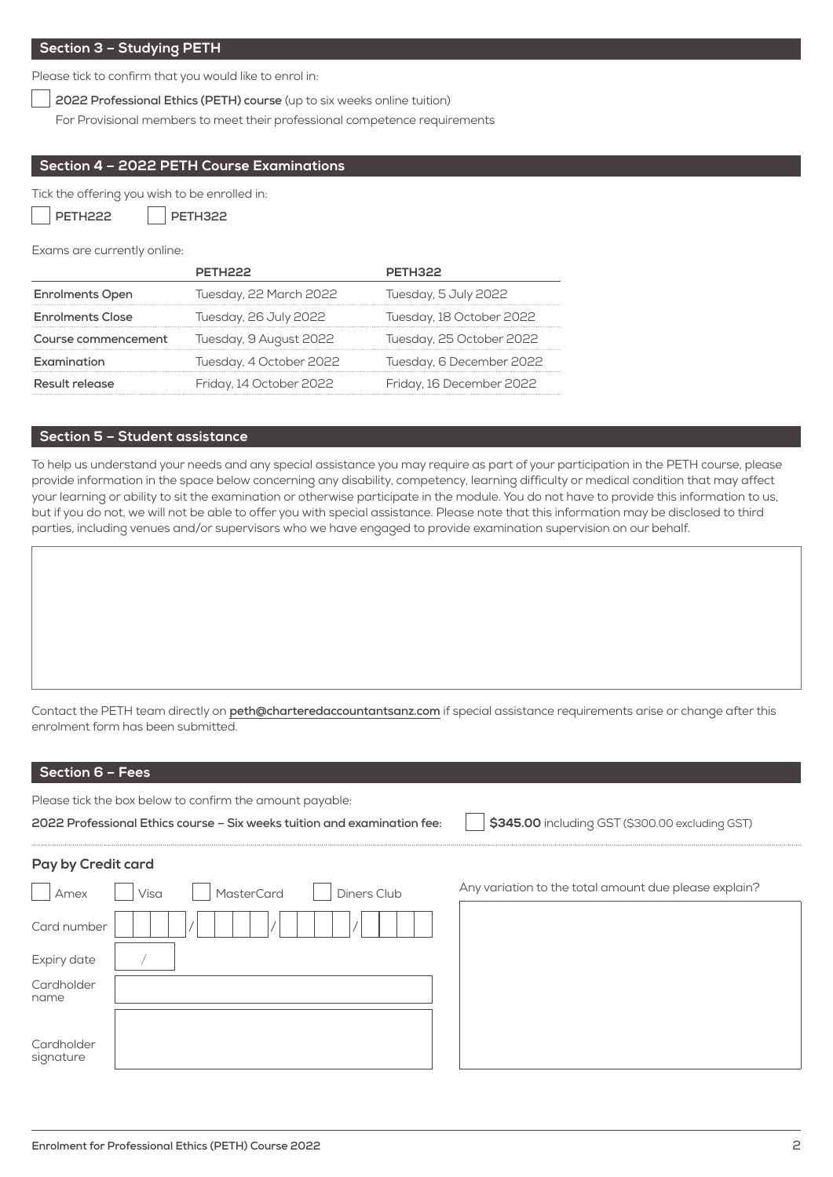## Section 3 – Studying PETH

Please tick to confirm that you would like to enrol in:

☐ **2022 Professional Ethics (PETH) course** (up to six weeks online tuition)
For Provisional members to meet their professional competence requirements

## Section 4 – 2022 PETH Course Examinations

Tick the offering you wish to be enrolled in:

☐ **PETH222** ☐ **PETH322**

Exams are currently online:

| | PETH222 | PETH322 |
|---|---|---|
| **Enrolments Open** | Tuesday, 22 March 2022 | Tuesday, 5 July 2022 |
| **Enrolments Close** | Tuesday, 26 July 2022 | Tuesday, 18 October 2022 |
| **Course commencement** | Tuesday, 9 August 2022 | Tuesday, 25 October 2022 |
| **Examination** | Tuesday, 4 October 2022 | Tuesday, 6 December 2022 |
| **Result release** | Friday, 14 October 2022 | Friday, 16 December 2022 |

## Section 5 – Student assistance

To help us understand your needs and any special assistance you may require as part of your participation in the PETH course, please provide information in the space below concerning any disability, competency, learning difficulty or medical condition that may affect your learning or ability to sit the examination or otherwise participate in the module. You do not have to provide this information to us, but if you do not, we will not be able to offer you with special assistance. Please note that this information may be disclosed to third parties, including venues and/or supervisors who we have engaged to provide examination supervision on our behalf.

Contact the PETH team directly on **peth@charteredaccountantsanz.com** if special assistance requirements arise or change after this enrolment form has been submitted.

## Section 6 – Fees

Please tick the box below to confirm the amount payable:

**2022 Professional Ethics course – Six weeks tuition and examination fee:** ☐ **$345.00** including GST ($300.00 excluding GST)

### Pay by Credit card

☐ Amex ☐ Visa ☐ MasterCard ☐ Diners Club

Card number ____ / ____ / ____ / ____

Expiry date __ / __

Cardholder name

Cardholder signature

Any variation to the total amount due please explain?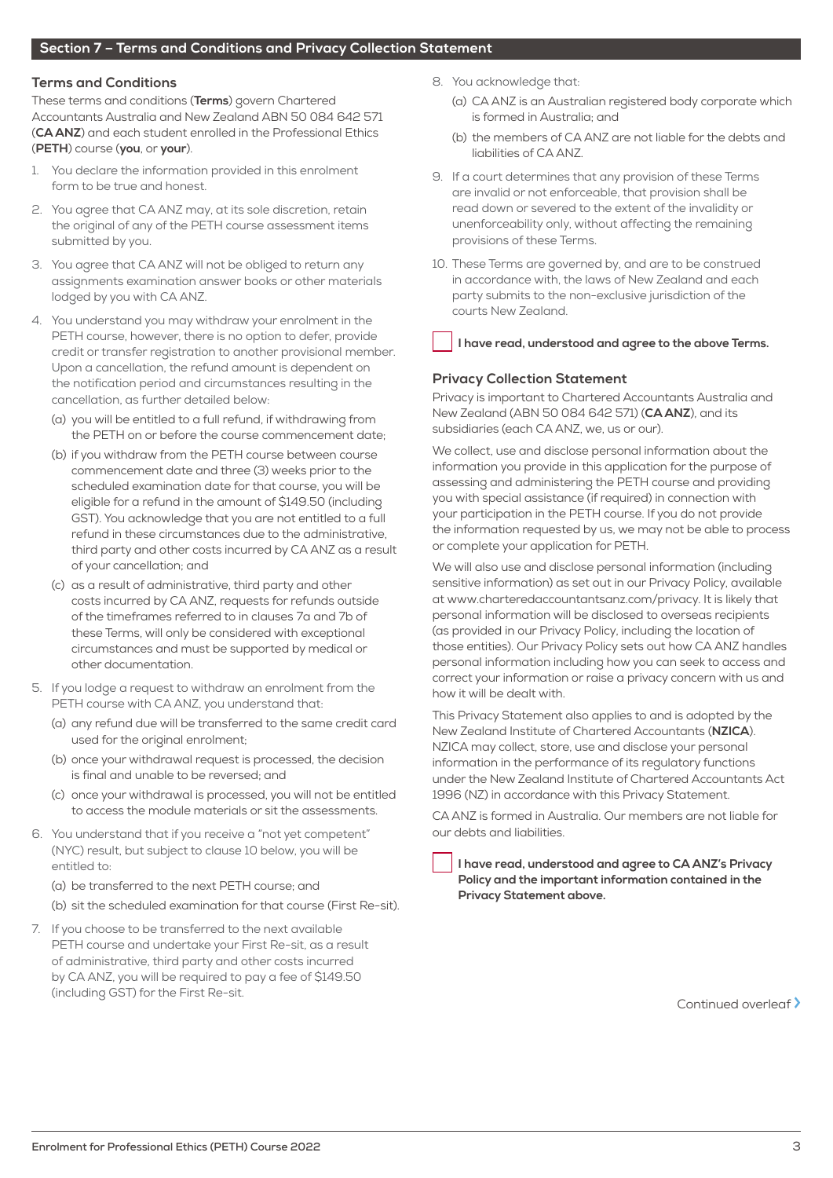## Section 7 – Terms and Conditions and Privacy Collection Statement

### Terms and Conditions

These terms and conditions (**Terms**) govern Chartered Accountants Australia and New Zealand ABN 50 084 642 571 (**CA ANZ**) and each student enrolled in the Professional Ethics (**PETH**) course (**you**, or **your**).

1. You declare the information provided in this enrolment form to be true and honest.
2. You agree that CA ANZ may, at its sole discretion, retain the original of any of the PETH course assessment items submitted by you.
3. You agree that CA ANZ will not be obliged to return any assignments examination answer books or other materials lodged by you with CA ANZ.
4. You understand you may withdraw your enrolment in the PETH course, however, there is no option to defer, provide credit or transfer registration to another provisional member. Upon a cancellation, the refund amount is dependent on the notification period and circumstances resulting in the cancellation, as further detailed below:
   (a) you will be entitled to a full refund, if withdrawing from the PETH on or before the course commencement date;
   (b) if you withdraw from the PETH course between course commencement date and three (3) weeks prior to the scheduled examination date for that course, you will be eligible for a refund in the amount of $149.50 (including GST). You acknowledge that you are not entitled to a full refund in these circumstances due to the administrative, third party and other costs incurred by CA ANZ as a result of your cancellation; and
   (c) as a result of administrative, third party and other costs incurred by CA ANZ, requests for refunds outside of the timeframes referred to in clauses 7a and 7b of these Terms, will only be considered with exceptional circumstances and must be supported by medical or other documentation.
5. If you lodge a request to withdraw an enrolment from the PETH course with CA ANZ, you understand that:
   (a) any refund due will be transferred to the same credit card used for the original enrolment;
   (b) once your withdrawal request is processed, the decision is final and unable to be reversed; and
   (c) once your withdrawal is processed, you will not be entitled to access the module materials or sit the assessments.
6. You understand that if you receive a "not yet competent" (NYC) result, but subject to clause 10 below, you will be entitled to:
   (a) be transferred to the next PETH course; and
   (b) sit the scheduled examination for that course (First Re-sit).
7. If you choose to be transferred to the next available PETH course and undertake your First Re-sit, as a result of administrative, third party and other costs incurred by CA ANZ, you will be required to pay a fee of $149.50 (including GST) for the First Re-sit.
8. You acknowledge that:
   (a) CA ANZ is an Australian registered body corporate which is formed in Australia; and
   (b) the members of CA ANZ are not liable for the debts and liabilities of CA ANZ.
9. If a court determines that any provision of these Terms are invalid or not enforceable, that provision shall be read down or severed to the extent of the invalidity or unenforceability only, without affecting the remaining provisions of these Terms.
10. These Terms are governed by, and are to be construed in accordance with, the laws of New Zealand and each party submits to the non-exclusive jurisdiction of the courts New Zealand.

☐ **I have read, understood and agree to the above Terms.**

### Privacy Collection Statement

Privacy is important to Chartered Accountants Australia and New Zealand (ABN 50 084 642 571) (**CA ANZ**), and its subsidiaries (each CA ANZ, we, us or our).

We collect, use and disclose personal information about the information you provide in this application for the purpose of assessing and administering the PETH course and providing you with special assistance (if required) in connection with your participation in the PETH course. If you do not provide the information requested by us, we may not be able to process or complete your application for PETH.

We will also use and disclose personal information (including sensitive information) as set out in our Privacy Policy, available at www.charteredaccountantsanz.com/privacy. It is likely that personal information will be disclosed to overseas recipients (as provided in our Privacy Policy, including the location of those entities). Our Privacy Policy sets out how CA ANZ handles personal information including how you can seek to access and correct your information or raise a privacy concern with us and how it will be dealt with.

This Privacy Statement also applies to and is adopted by the New Zealand Institute of Chartered Accountants (**NZICA**). NZICA may collect, store, use and disclose your personal information in the performance of its regulatory functions under the New Zealand Institute of Chartered Accountants Act 1996 (NZ) in accordance with this Privacy Statement.

CA ANZ is formed in Australia. Our members are not liable for our debts and liabilities.

☐ **I have read, understood and agree to CA ANZ's Privacy Policy and the important information contained in the Privacy Statement above.**

Continued overleaf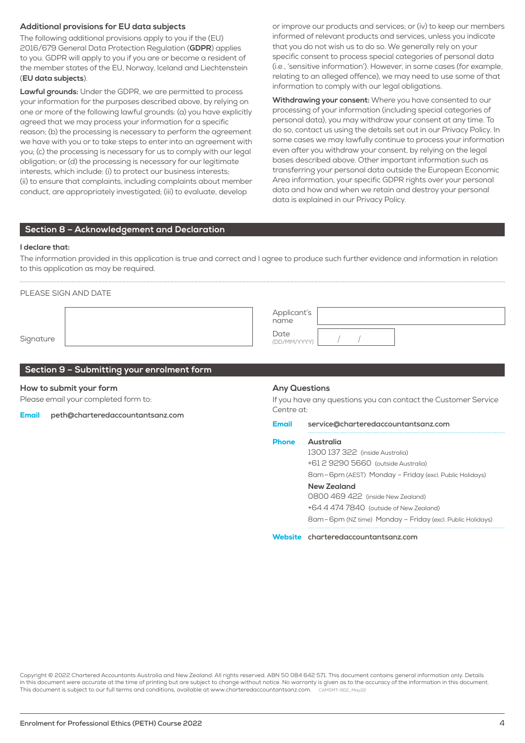### Additional provisions for EU data subjects

The following additional provisions apply to you if the (EU) 2016/679 General Data Protection Regulation (**GDPR**) applies to you. GDPR will apply to you if you are or become a resident of the member states of the EU, Norway, Iceland and Liechtenstein (**EU data subjects**).

**Lawful grounds:** Under the GDPR, we are permitted to process your information for the purposes described above, by relying on one or more of the following lawful grounds: (a) you have explicitly agreed that we may process your information for a specific reason; (b) the processing is necessary to perform the agreement we have with you or to take steps to enter into an agreement with you; (c) the processing is necessary for us to comply with our legal obligation; or (d) the processing is necessary for our legitimate interests, which include: (i) to protect our business interests; (ii) to ensure that complaints, including complaints about member conduct, are appropriately investigated; (iii) to evaluate, develop or improve our products and services; or (iv) to keep our members informed of relevant products and services, unless you indicate that you do not wish us to do so. We generally rely on your specific consent to process special categories of personal data (i.e., 'sensitive information'). However, in some cases (for example, relating to an alleged offence), we may need to use some of that information to comply with our legal obligations.

**Withdrawing your consent:** Where you have consented to our processing of your information (including special categories of personal data), you may withdraw your consent at any time. To do so, contact us using the details set out in our Privacy Policy. In some cases we may lawfully continue to process your information even after you withdraw your consent, by relying on the legal bases described above. Other important information such as transferring your personal data outside the European Economic Area information, your specific GDPR rights over your personal data and how and when we retain and destroy your personal data is explained in our Privacy Policy.

## Section 8 – Acknowledgement and Declaration

**I declare that:**

The information provided in this application is true and correct and I agree to produce such further evidence and information in relation to this application as may be required.

PLEASE SIGN AND DATE

Signature ____________________

Applicant's name ____________________

Date (DD/MM/YYYY) ___ / ___ / ___

## Section 9 – Submitting your enrolment form

### How to submit your form

Please email your completed form to:

**Email** peth@charteredaccountantsanz.com

### Any Questions

If you have any questions you can contact the Customer Service Centre at:

**Email** service@charteredaccountantsanz.com

**Phone**

**Australia**
1300 137 322 (inside Australia)
+61 2 9290 5660 (outside Australia)
8am – 6pm (AEST) Monday – Friday (excl. Public Holidays)

**New Zealand**
0800 469 422 (inside New Zealand)
+64 4 474 7840 (outside of New Zealand)
8am – 6pm (NZ time) Monday – Friday (excl. Public Holidays)

**Website** charteredaccountantsanz.com

Copyright © 2022 Chartered Accountants Australia and New Zealand. All rights reserved. ABN 50 084 642 571. This document contains general information only. Details in this document were accurate at the time of printing but are subject to change without notice. No warranty is given as to the accuracy of the information in this document. This document is subject to our full terms and conditions, available at www.charteredaccountantsanz.com. CAMSMT-902_May22